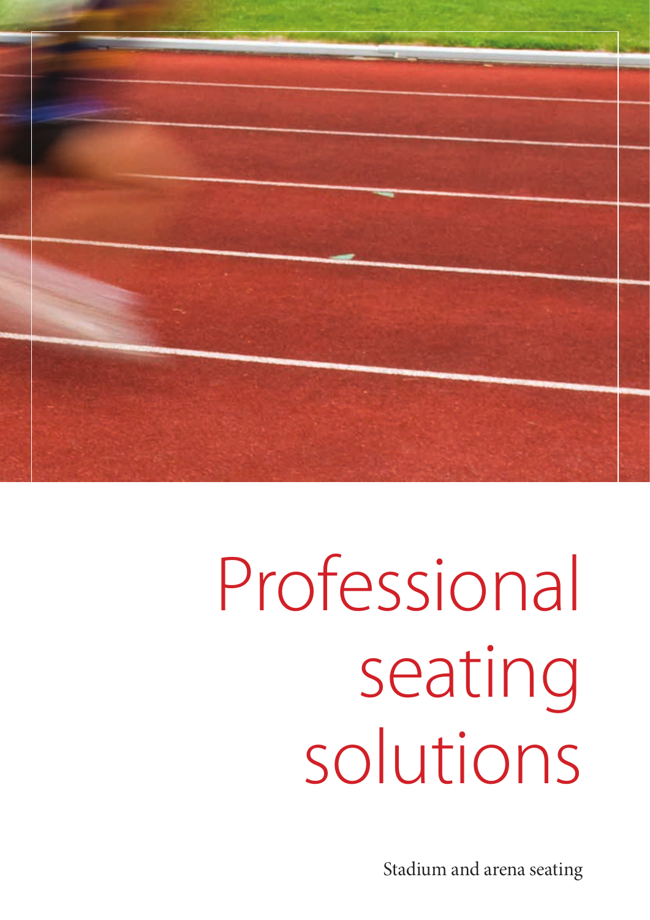# Professional seating solutions

Stadium and arena seating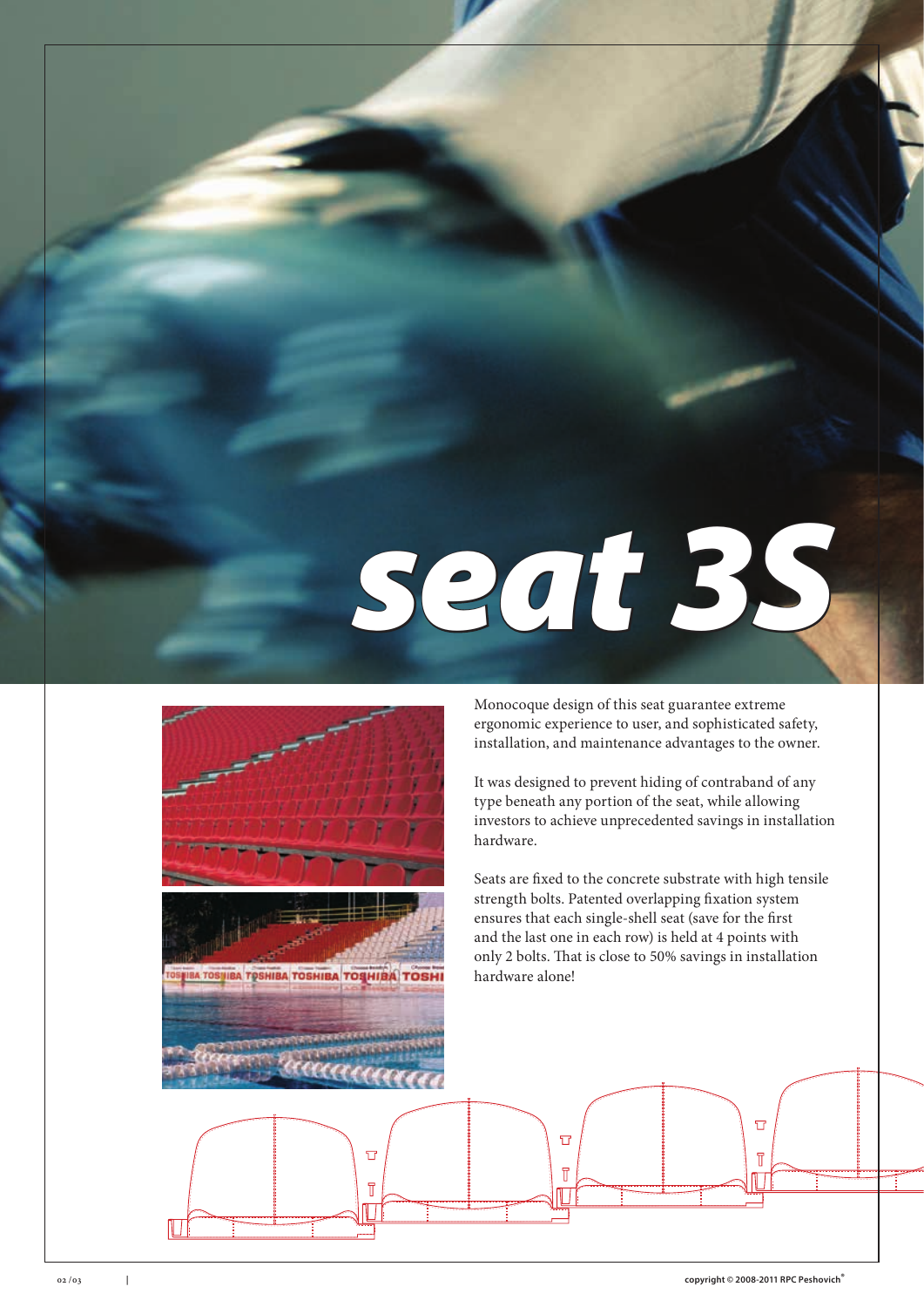# seat 3S

Monocoque design of this seat guarantee extreme ergonomic experience to user, and sophisticated safety, installation, and maintenance advantages to the owner.

It was designed to prevent hiding of contraband of any type beneath any portion of the seat, while allowing investors to achieve unprecedented savings in installation hardware.

Seats are fixed to the concrete substrate with high tensile strength bolts. Patented overlapping fixation system ensures that each single-shell seat (save for the first and the last one in each row) is held at 4 points with only 2 bolts. That is close to 50% savings in installation hardware alone!

copyright © 2008-2011 RPC Peshovich®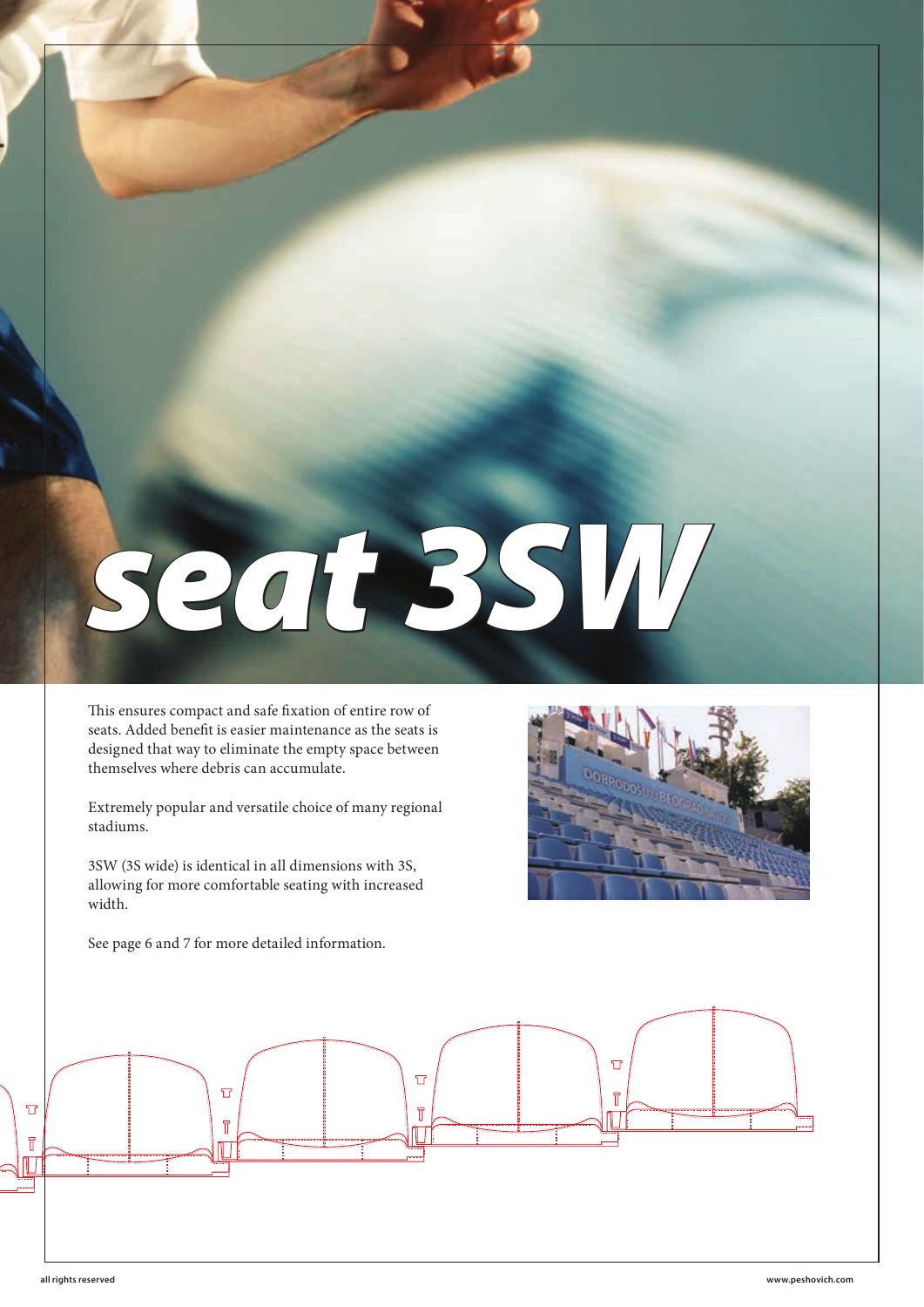# seat 3SW

This ensures compact and safe fixation of entire row of seats. Added benefit is easier maintenance as the seats is designed that way to eliminate the empty space between themselves where debris can accumulate.

Extremely popular and versatile choice of many regional stadiums.

3SW (3S wide) is identical in all dimensions with 3S, allowing for more comfortable seating with increased width.

See page 6 and 7 for more detailed information.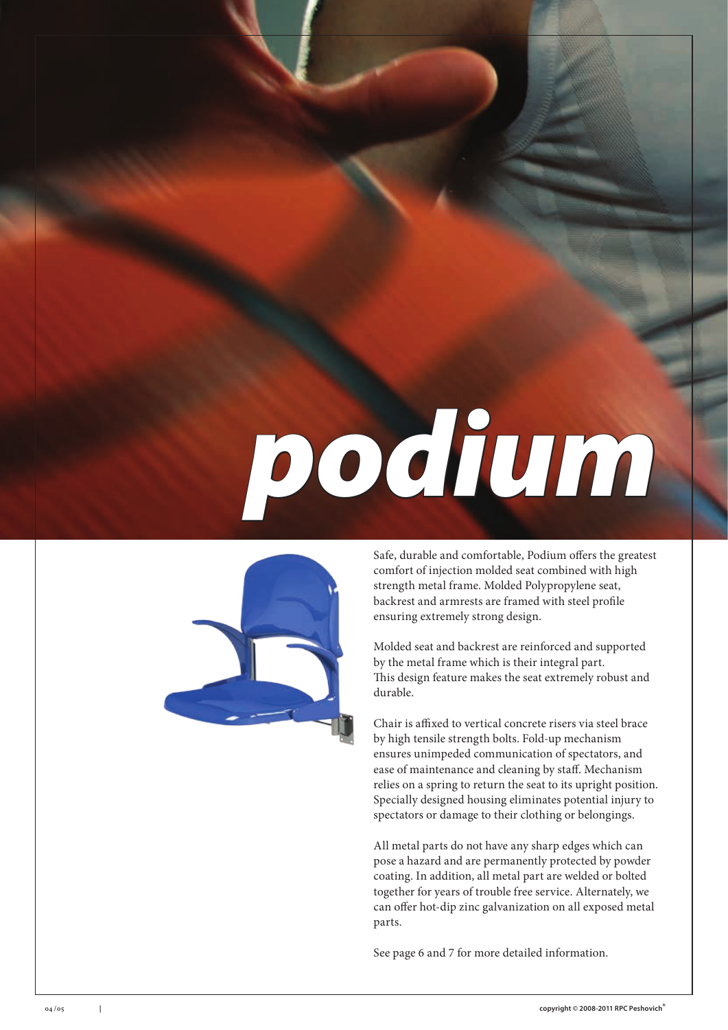# podium

Safe, durable and comfortable, Podium offers the greatest comfort of injection molded seat combined with high strength metal frame. Molded Polypropylene seat, backrest and armrests are framed with steel profile ensuring extremely strong design.

Molded seat and backrest are reinforced and supported by the metal frame which is their integral part. This design feature makes the seat extremely robust and durable.

Chair is affixed to vertical concrete risers via steel brace by high tensile strength bolts. Fold-up mechanism ensures unimpeded communication of spectators, and ease of maintenance and cleaning by staff. Mechanism relies on a spring to return the seat to its upright position. Specially designed housing eliminates potential injury to spectators or damage to their clothing or belongings.

All metal parts do not have any sharp edges which can pose a hazard and are permanently protected by powder coating. In addition, all metal part are welded or bolted together for years of trouble free service. Alternately, we can offer hot-dip zinc galvanization on all exposed metal parts.

See page 6 and 7 for more detailed information.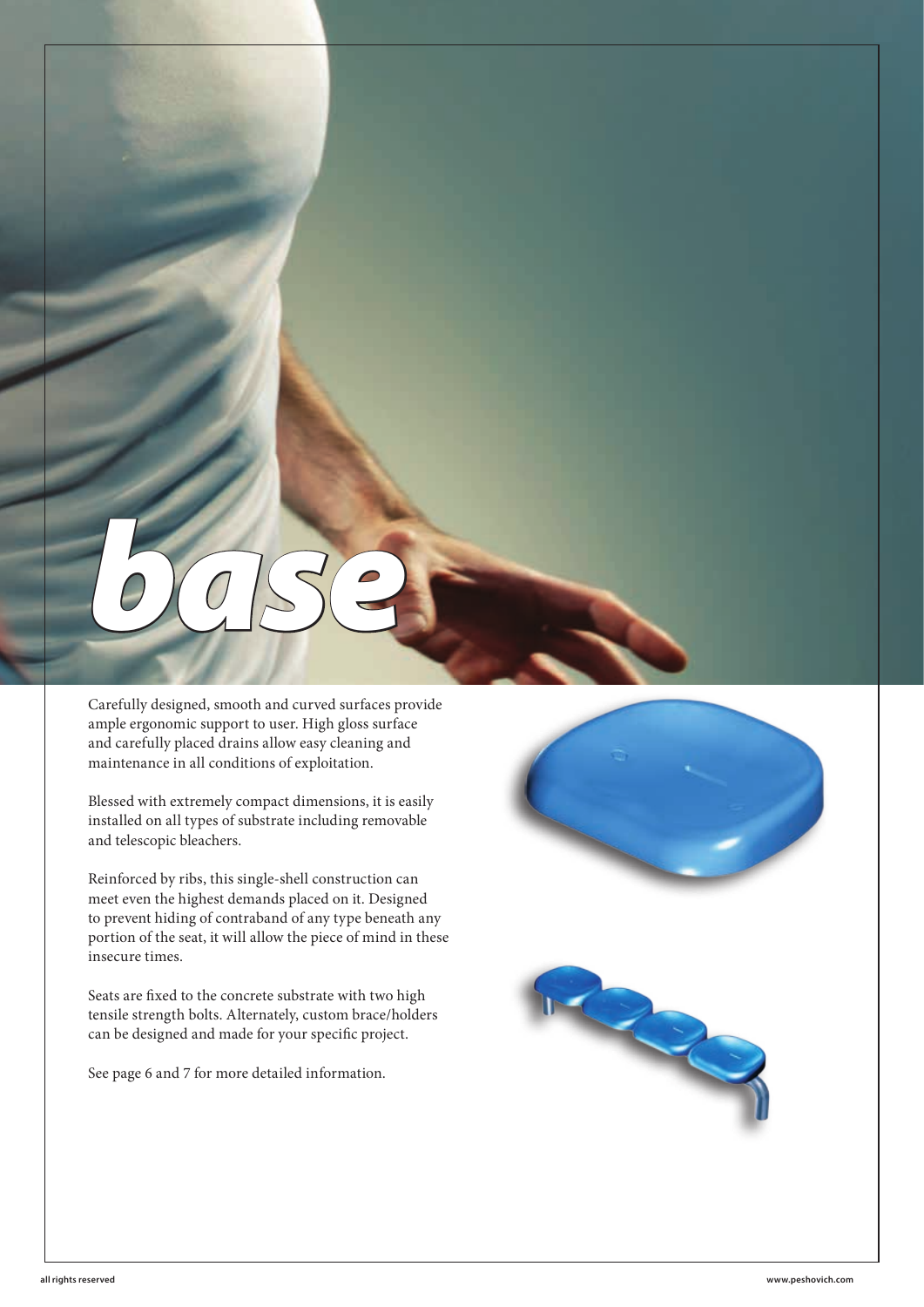# base

Carefully designed, smooth and curved surfaces provide ample ergonomic support to user. High gloss surface and carefully placed drains allow easy cleaning and maintenance in all conditions of exploitation.

Blessed with extremely compact dimensions, it is easily installed on all types of substrate including removable and telescopic bleachers.

Reinforced by ribs, this single-shell construction can meet even the highest demands placed on it. Designed to prevent hiding of contraband of any type beneath any portion of the seat, it will allow the piece of mind in these insecure times.

Seats are fixed to the concrete substrate with two high tensile strength bolts. Alternately, custom brace/holders can be designed and made for your specific project.

See page 6 and 7 for more detailed information.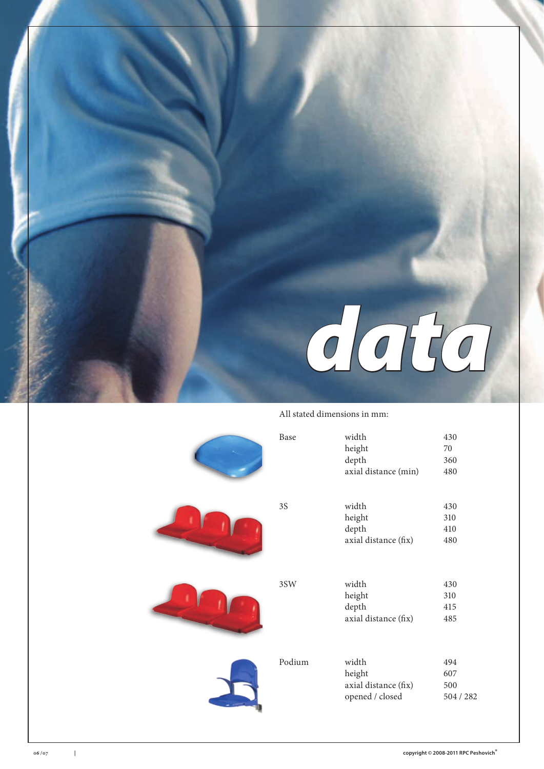# data

All stated dimensions in mm:

| Model | Dimension | Value |
|---|---|---|
| Base | width | 430 |
| | height | 70 |
| | depth | 360 |
| | axial distance (min) | 480 |
| 3S | width | 430 |
| | height | 310 |
| | depth | 410 |
| | axial distance (fix) | 480 |
| 3SW | width | 430 |
| | height | 310 |
| | depth | 415 |
| | axial distance (fix) | 485 |
| Podium | width | 494 |
| | height | 607 |
| | axial distance (fix) | 500 |
| | opened / closed | 504 / 282 |

copyright © 2008-2011 RPC Peshovich®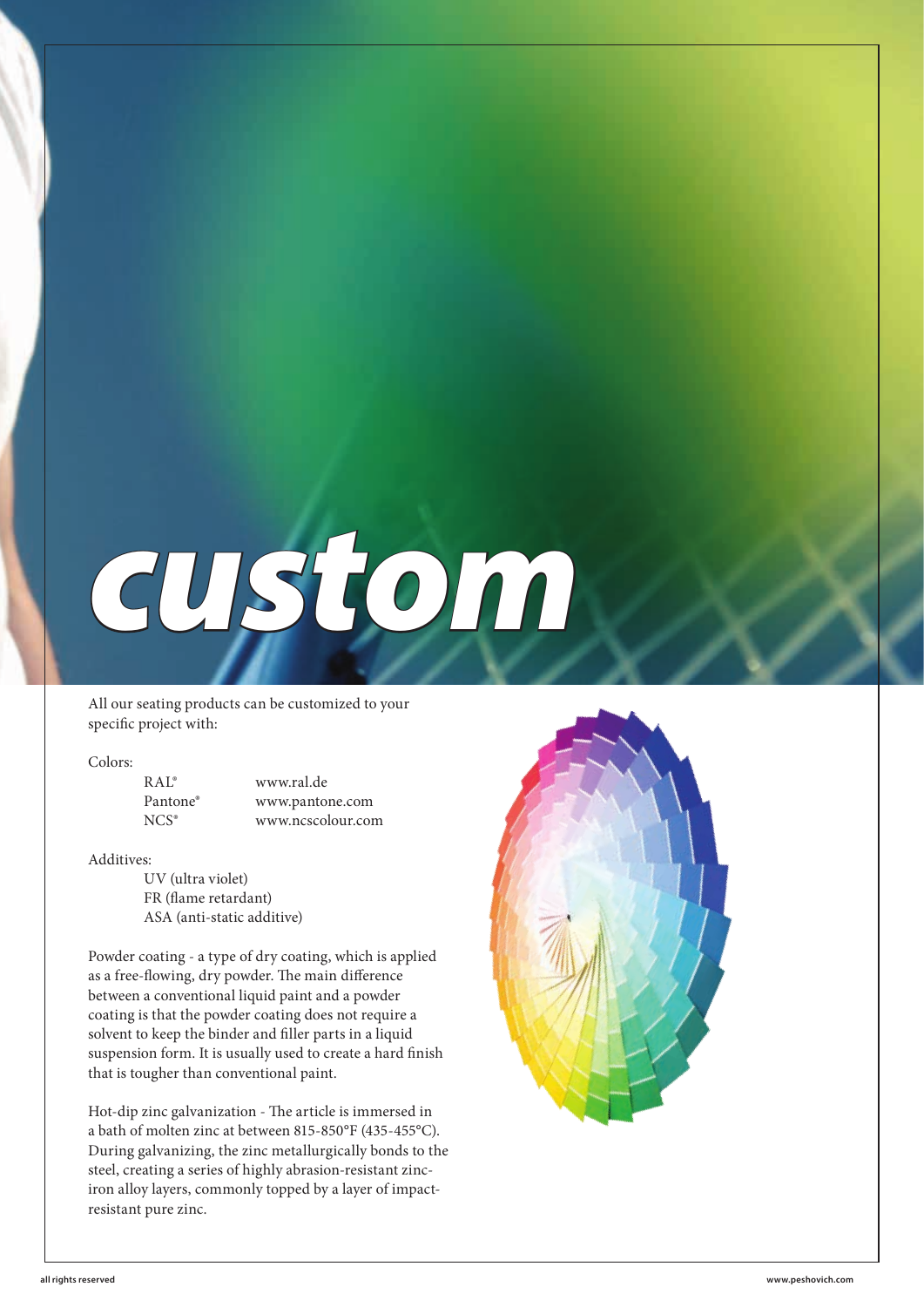# custom

All our seating products can be customized to your specific project with:

Colors:

| | |
|---|---|
| RAL® | www.ral.de |
| Pantone® | www.pantone.com |
| NCS® | www.ncscolour.com |

Additives:

- UV (ultra violet)
- FR (flame retardant)
- ASA (anti-static additive)

Powder coating - a type of dry coating, which is applied as a free-flowing, dry powder. The main difference between a conventional liquid paint and a powder coating is that the powder coating does not require a solvent to keep the binder and filler parts in a liquid suspension form. It is usually used to create a hard finish that is tougher than conventional paint.

Hot-dip zinc galvanization - The article is immersed in a bath of molten zinc at between 815-850°F (435-455°C). During galvanizing, the zinc metallurgically bonds to the steel, creating a series of highly abrasion-resistant zinc-iron alloy layers, commonly topped by a layer of impact-resistant pure zinc.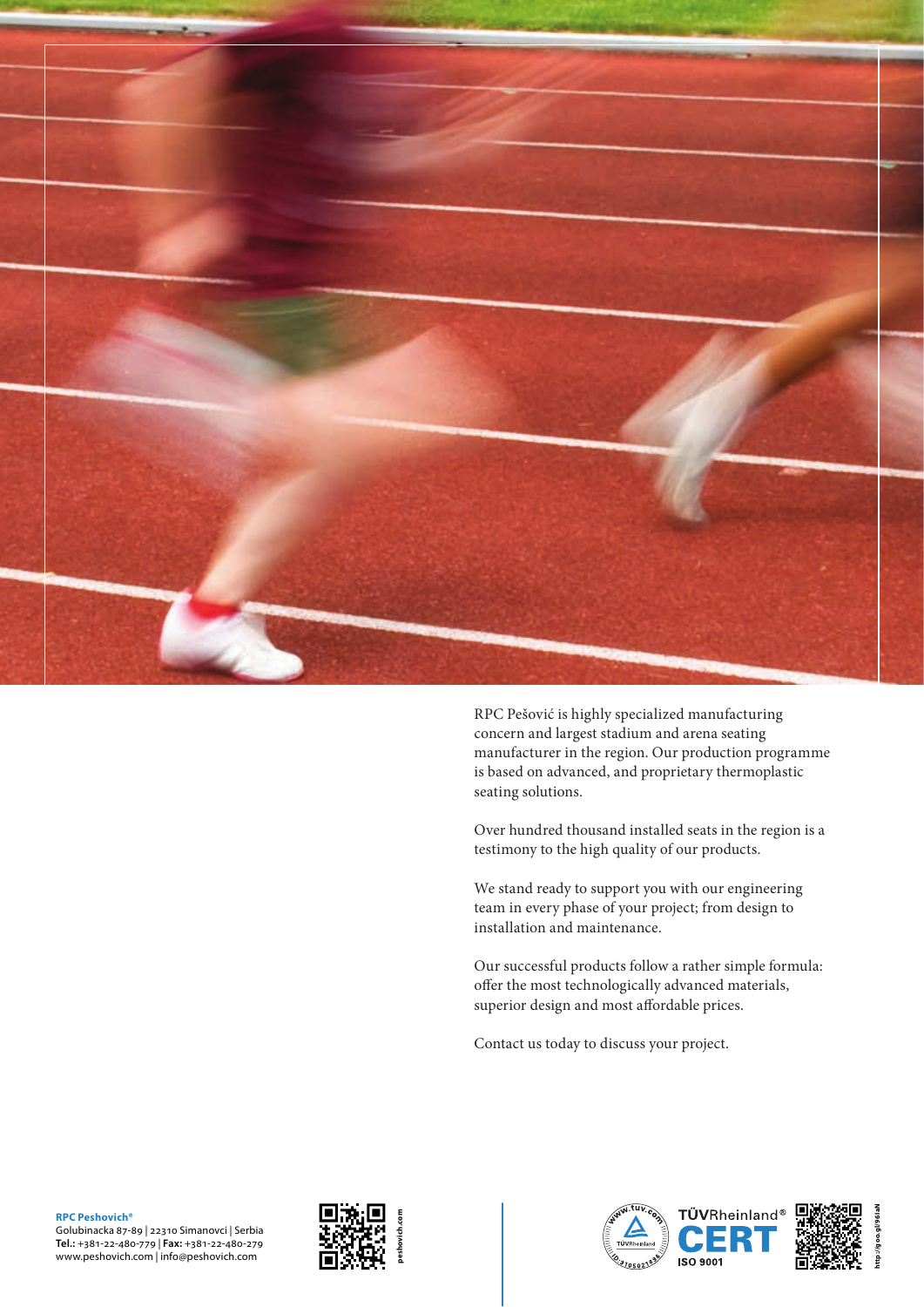RPC Pešović is highly specialized manufacturing concern and largest stadium and arena seating manufacturer in the region. Our production programme is based on advanced, and proprietary thermoplastic seating solutions.

Over hundred thousand installed seats in the region is a testimony to the high quality of our products.

We stand ready to support you with our engineering team in every phase of your project; from design to installation and maintenance.

Our successful products follow a rather simple formula: offer the most technologically advanced materials, superior design and most affordable prices.

Contact us today to discuss your project.

**RPC Peshovich®**
Golubinacka 87-89 | 22310 Simanovci | Serbia
**Tel.:** +381-22-480-779 | **Fax:** +381-22-480-279
www.peshovich.com | info@peshovich.com

peshovich.com

TÜVRheinland®
CERT
ISO 9001

http://goo.gl/96IaN